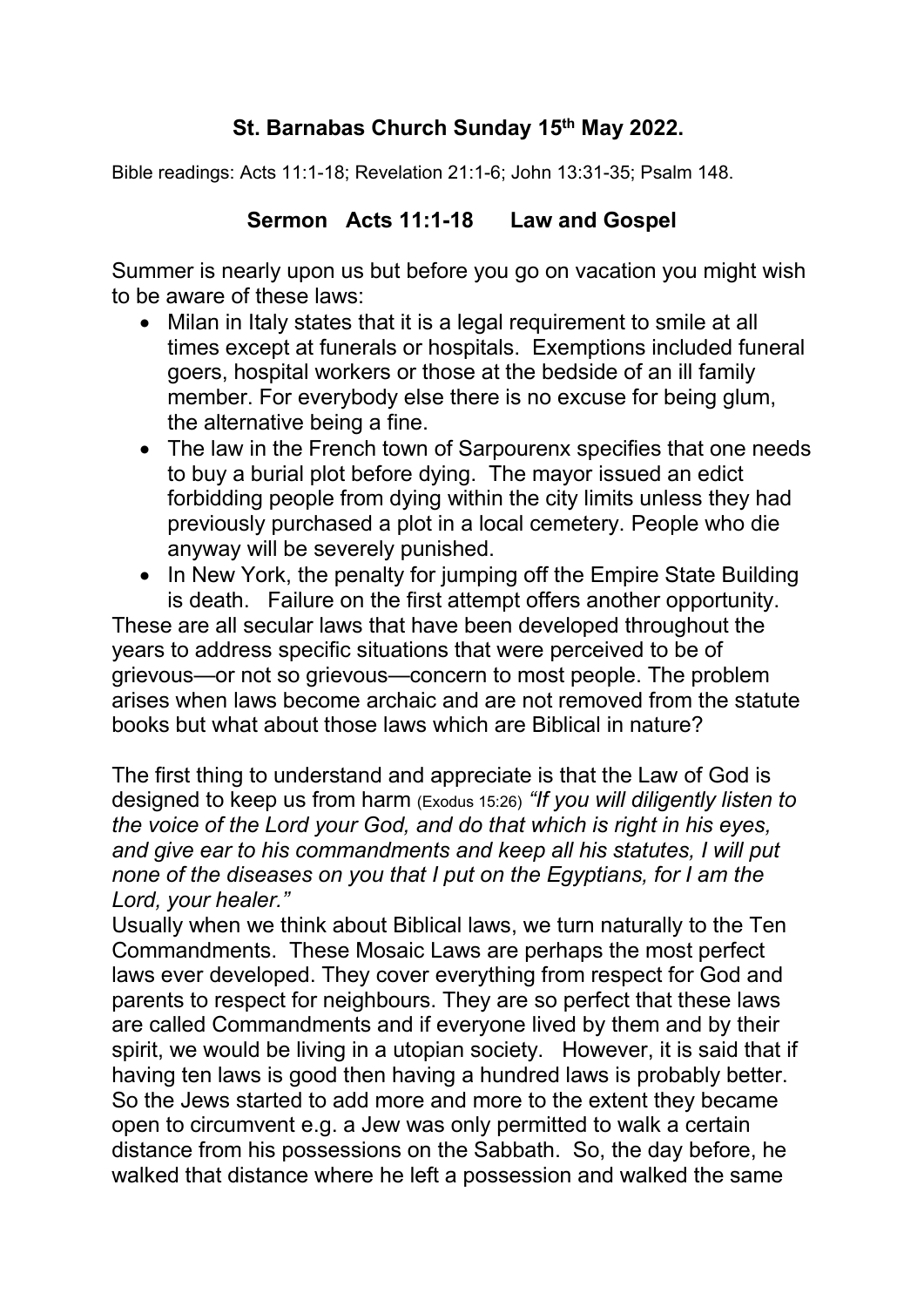# St. Barnabas Church Sunday 15th May 2022.

Bible readings: Acts 11:1-18; Revelation 21:1-6; John 13:31-35; Psalm 148.

## Sermon Acts 11:1-18 Law and Gospel

Summer is nearly upon us but before you go on vacation you might wish to be aware of these laws:

- Milan in Italy states that it is a legal requirement to smile at all times except at funerals or hospitals. Exemptions included funeral goers, hospital workers or those at the bedside of an ill family member. For everybody else there is no excuse for being glum, the alternative being a fine.
- The law in the French town of Sarpourenx specifies that one needs to buy a burial plot before dying. The mayor issued an edict forbidding people from dying within the city limits unless they had previously purchased a plot in a local cemetery. People who die anyway will be severely punished.
- In New York, the penalty for jumping off the Empire State Building is death. Failure on the first attempt offers another opportunity.

These are all secular laws that have been developed throughout the years to address specific situations that were perceived to be of grievous—or not so grievous—concern to most people. The problem arises when laws become archaic and are not removed from the statute books but what about those laws which are Biblical in nature?

The first thing to understand and appreciate is that the Law of God is designed to keep us from harm (Exodus 15:26) *"If you will diligently listen to the voice of the Lord your God, and do that which is right in his eyes, and give ear to his commandments and keep all his statutes, I will put none of the diseases on you that I put on the Egyptians, for I am the Lord, your healer."*

Usually when we think about Biblical laws, we turn naturally to the Ten Commandments. These Mosaic Laws are perhaps the most perfect laws ever developed. They cover everything from respect for God and parents to respect for neighbours. They are so perfect that these laws are called Commandments and if everyone lived by them and by their spirit, we would be living in a utopian society. However, it is said that if having ten laws is good then having a hundred laws is probably better. So the Jews started to add more and more to the extent they became open to circumvent e.g. a Jew was only permitted to walk a certain distance from his possessions on the Sabbath. So, the day before, he walked that distance where he left a possession and walked the same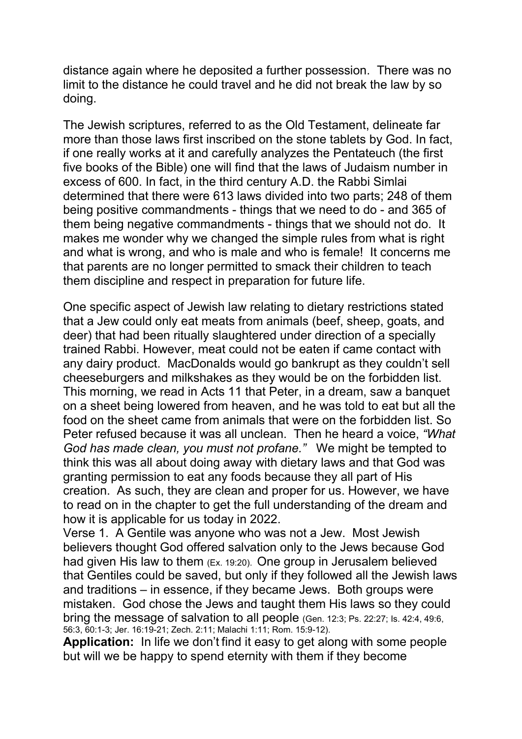distance again where he deposited a further possession. There was no limit to the distance he could travel and he did not break the law by so doing.

The Jewish scriptures, referred to as the Old Testament, delineate far more than those laws first inscribed on the stone tablets by God. In fact, if one really works at it and carefully analyzes the Pentateuch (the first five books of the Bible) one will find that the laws of Judaism number in excess of 600. In fact, in the third century A.D. the Rabbi Simlai determined that there were 613 laws divided into two parts; 248 of them being positive commandments - things that we need to do - and 365 of them being negative commandments - things that we should not do. It makes me wonder why we changed the simple rules from what is right and what is wrong, and who is male and who is female! It concerns me that parents are no longer permitted to smack their children to teach them discipline and respect in preparation for future life.

One specific aspect of Jewish law relating to dietary restrictions stated that a Jew could only eat meats from animals (beef, sheep, goats, and deer) that had been ritually slaughtered under direction of a specially trained Rabbi. However, meat could not be eaten if came contact with any dairy product. MacDonalds would go bankrupt as they couldn't sell cheeseburgers and milkshakes as they would be on the forbidden list. This morning, we read in Acts 11 that Peter, in a dream, saw a banquet on a sheet being lowered from heaven, and he was told to eat but all the food on the sheet came from animals that were on the forbidden list. So Peter refused because it was all unclean. Then he heard a voice, *"What God has made clean, you must not profane."* We might be tempted to think this was all about doing away with dietary laws and that God was granting permission to eat any foods because they all part of His creation. As such, they are clean and proper for us. However, we have to read on in the chapter to get the full understanding of the dream and how it is applicable for us today in 2022.

Verse 1. A Gentile was anyone who was not a Jew. Most Jewish believers thought God offered salvation only to the Jews because God had given His law to them (Ex. 19:20). One group in Jerusalem believed that Gentiles could be saved, but only if they followed all the Jewish laws and traditions – in essence, if they became Jews. Both groups were mistaken. God chose the Jews and taught them His laws so they could bring the message of salvation to all people (Gen. 12:3; Ps. 22:27; Is. 42:4, 49:6, 56:3, 60:1-3; Jer. 16:19-21; Zech. 2:11; Malachi 1:11; Rom. 15:9-12).

**Application:** In life we don't find it easy to get along with some people but will we be happy to spend eternity with them if they become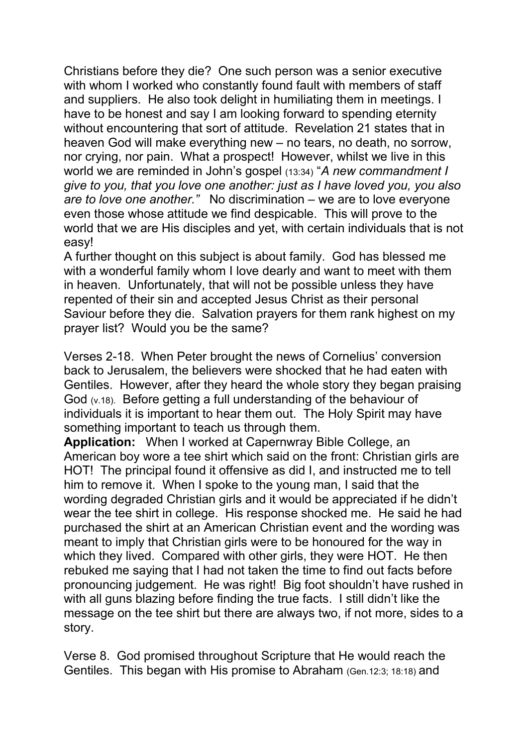Christians before they die? One such person was a senior executive with whom I worked who constantly found fault with members of staff and suppliers. He also took delight in humiliating them in meetings. I have to be honest and say I am looking forward to spending eternity without encountering that sort of attitude. Revelation 21 states that in heaven God will make everything new – no tears, no death, no sorrow, nor crying, nor pain. What a prospect! However, whilst we live in this world we are reminded in John's gospel (13:34) "*A new commandment I give to you, that you love one another: just as I have loved you, you also are to love one another.*" No discrimination – we are to love everyone even those whose attitude we find despicable. This will prove to the world that we are His disciples and yet, with certain individuals that is not easy!

A further thought on this subject is about family. God has blessed me with a wonderful family whom I love dearly and want to meet with them in heaven. Unfortunately, that will not be possible unless they have repented of their sin and accepted Jesus Christ as their personal Saviour before they die. Salvation prayers for them rank highest on my prayer list? Would you be the same?

Verses 2-18. When Peter brought the news of Cornelius' conversion back to Jerusalem, the believers were shocked that he had eaten with Gentiles. However, after they heard the whole story they began praising God (v.18). Before getting a full understanding of the behaviour of individuals it is important to hear them out. The Holy Spirit may have something important to teach us through them.

**Application:** When I worked at Capernwray Bible College, an American boy wore a tee shirt which said on the front: Christian girls are HOT! The principal found it offensive as did I, and instructed me to tell him to remove it. When I spoke to the young man, I said that the wording degraded Christian girls and it would be appreciated if he didn't wear the tee shirt in college. His response shocked me. He said he had purchased the shirt at an American Christian event and the wording was meant to imply that Christian girls were to be honoured for the way in which they lived. Compared with other girls, they were HOT. He then rebuked me saying that I had not taken the time to find out facts before pronouncing judgement. He was right! Big foot shouldn't have rushed in with all guns blazing before finding the true facts. I still didn't like the message on the tee shirt but there are always two, if not more, sides to a story.

Verse 8. God promised throughout Scripture that He would reach the Gentiles. This began with His promise to Abraham (Gen.12:3; 18:18) and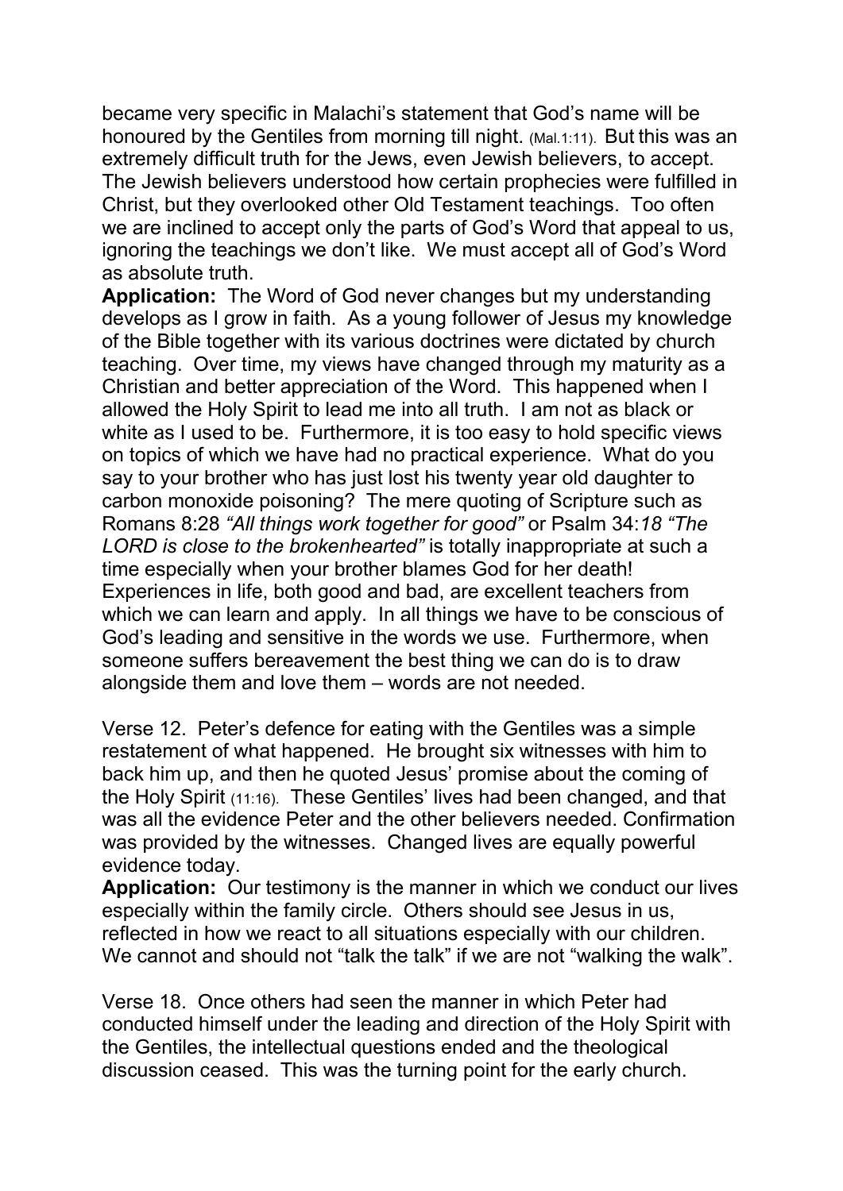became very specific in Malachi's statement that God's name will be honoured by the Gentiles from morning till night. (Mal.1:11). But this was an extremely difficult truth for the Jews, even Jewish believers, to accept. The Jewish believers understood how certain prophecies were fulfilled in Christ, but they overlooked other Old Testament teachings. Too often we are inclined to accept only the parts of God's Word that appeal to us, ignoring the teachings we don't like. We must accept all of God's Word as absolute truth.

**Application:** The Word of God never changes but my understanding develops as I grow in faith. As a young follower of Jesus my knowledge of the Bible together with its various doctrines were dictated by church teaching. Over time, my views have changed through my maturity as a Christian and better appreciation of the Word. This happened when I allowed the Holy Spirit to lead me into all truth. I am not as black or white as I used to be. Furthermore, it is too easy to hold specific views on topics of which we have had no practical experience. What do you say to your brother who has just lost his twenty year old daughter to carbon monoxide poisoning? The mere quoting of Scripture such as Romans 8:28 *"All things work together for good"* or Psalm 34:*18 "The LORD is close to the brokenhearted"* is totally inappropriate at such a time especially when your brother blames God for her death! Experiences in life, both good and bad, are excellent teachers from which we can learn and apply. In all things we have to be conscious of God's leading and sensitive in the words we use. Furthermore, when someone suffers bereavement the best thing we can do is to draw alongside them and love them – words are not needed.

Verse 12. Peter's defence for eating with the Gentiles was a simple restatement of what happened. He brought six witnesses with him to back him up, and then he quoted Jesus' promise about the coming of the Holy Spirit (11:16). These Gentiles' lives had been changed, and that was all the evidence Peter and the other believers needed. Confirmation was provided by the witnesses. Changed lives are equally powerful evidence today.

**Application:** Our testimony is the manner in which we conduct our lives especially within the family circle. Others should see Jesus in us, reflected in how we react to all situations especially with our children. We cannot and should not "talk the talk" if we are not "walking the walk".

Verse 18. Once others had seen the manner in which Peter had conducted himself under the leading and direction of the Holy Spirit with the Gentiles, the intellectual questions ended and the theological discussion ceased. This was the turning point for the early church.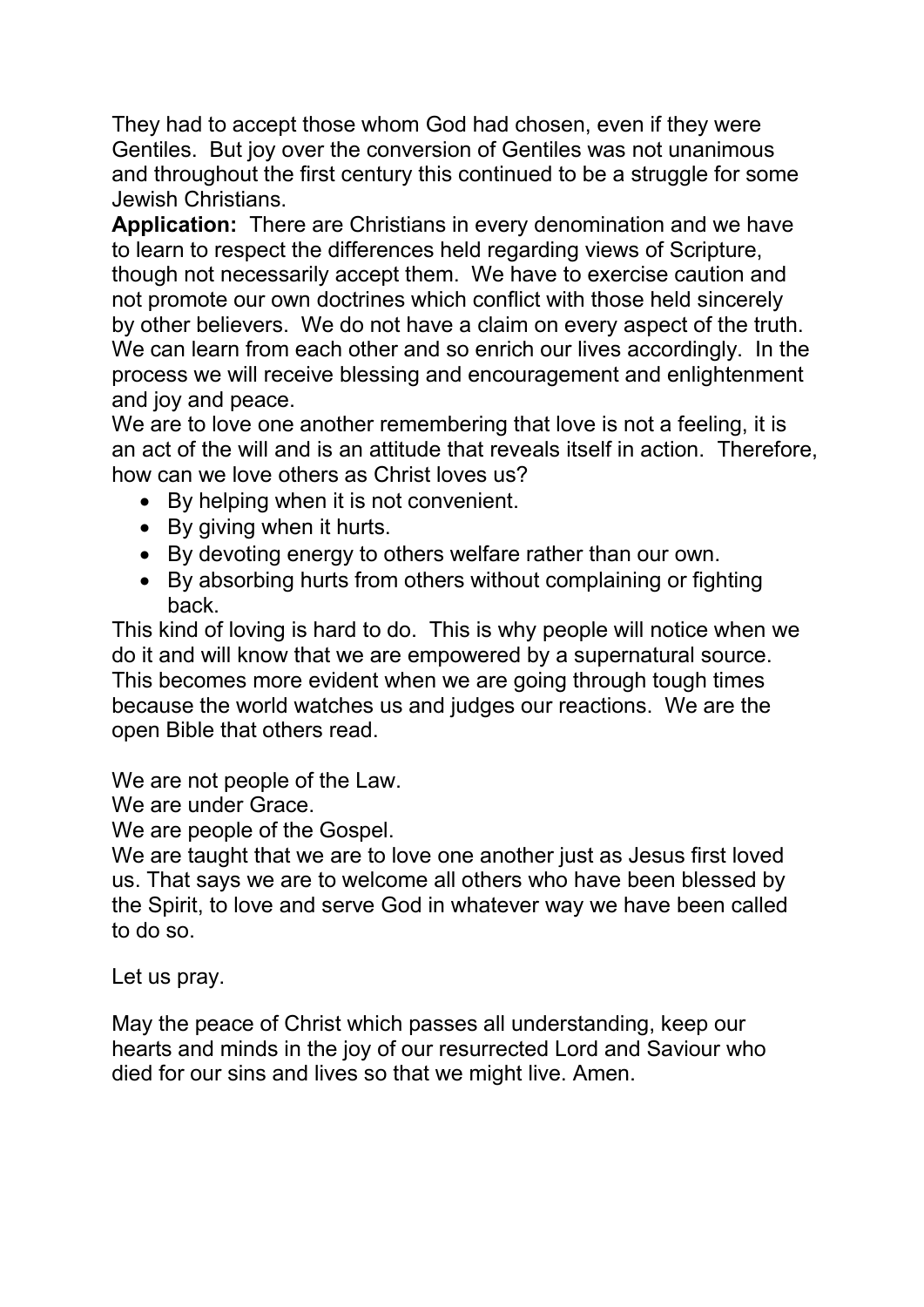They had to accept those whom God had chosen, even if they were Gentiles. But joy over the conversion of Gentiles was not unanimous and throughout the first century this continued to be a struggle for some Jewish Christians.

**Application:** There are Christians in every denomination and we have to learn to respect the differences held regarding views of Scripture, though not necessarily accept them. We have to exercise caution and not promote our own doctrines which conflict with those held sincerely by other believers. We do not have a claim on every aspect of the truth. We can learn from each other and so enrich our lives accordingly. In the process we will receive blessing and encouragement and enlightenment and joy and peace.

We are to love one another remembering that love is not a feeling, it is an act of the will and is an attitude that reveals itself in action. Therefore, how can we love others as Christ loves us?

- By helping when it is not convenient.
- By giving when it hurts.
- By devoting energy to others welfare rather than our own.
- By absorbing hurts from others without complaining or fighting back.

This kind of loving is hard to do. This is why people will notice when we do it and will know that we are empowered by a supernatural source. This becomes more evident when we are going through tough times because the world watches us and judges our reactions. We are the open Bible that others read.

We are not people of the Law.
We are under Grace.
We are people of the Gospel.
We are taught that we are to love one another just as Jesus first loved us. That says we are to welcome all others who have been blessed by the Spirit, to love and serve God in whatever way we have been called to do so.

Let us pray.

May the peace of Christ which passes all understanding, keep our hearts and minds in the joy of our resurrected Lord and Saviour who died for our sins and lives so that we might live. Amen.